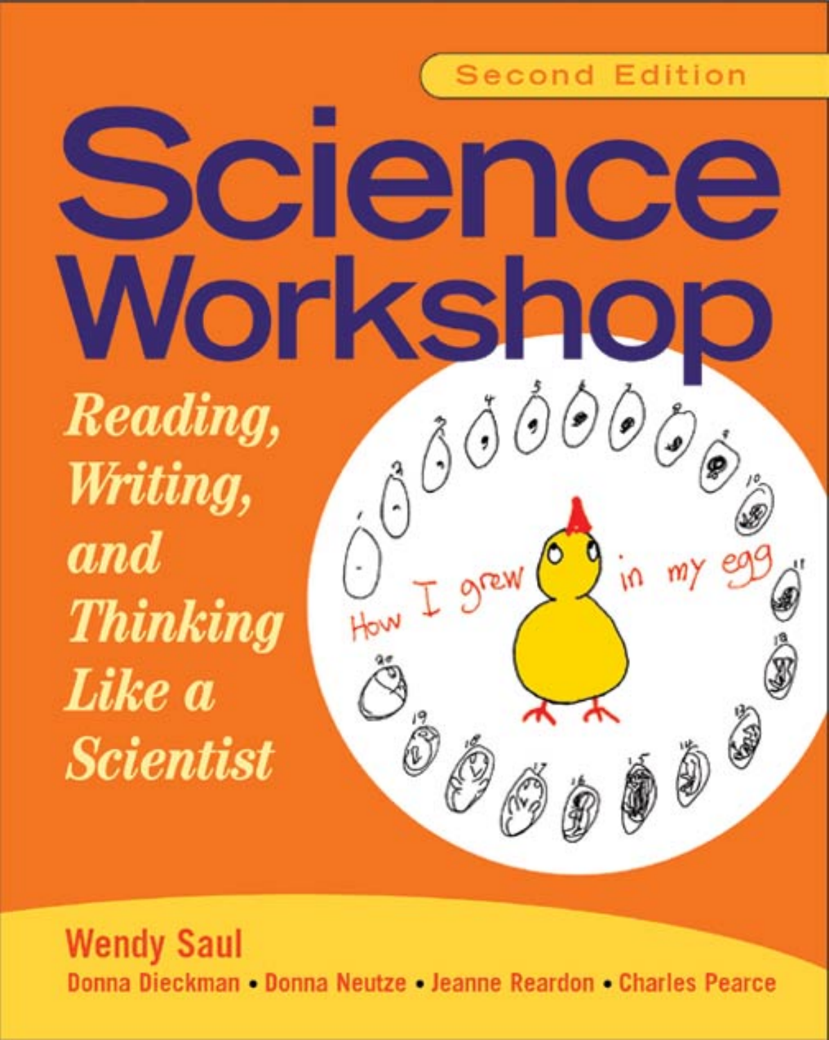Second Edition

# Science Workshop

## *Reading, Writing, and Thinking Like a Scientist*

How I grew in my egg

**Wendy Saul**

**Donna Dieckman • Donna Neutze • Jeanne Reardon • Charles Pearce**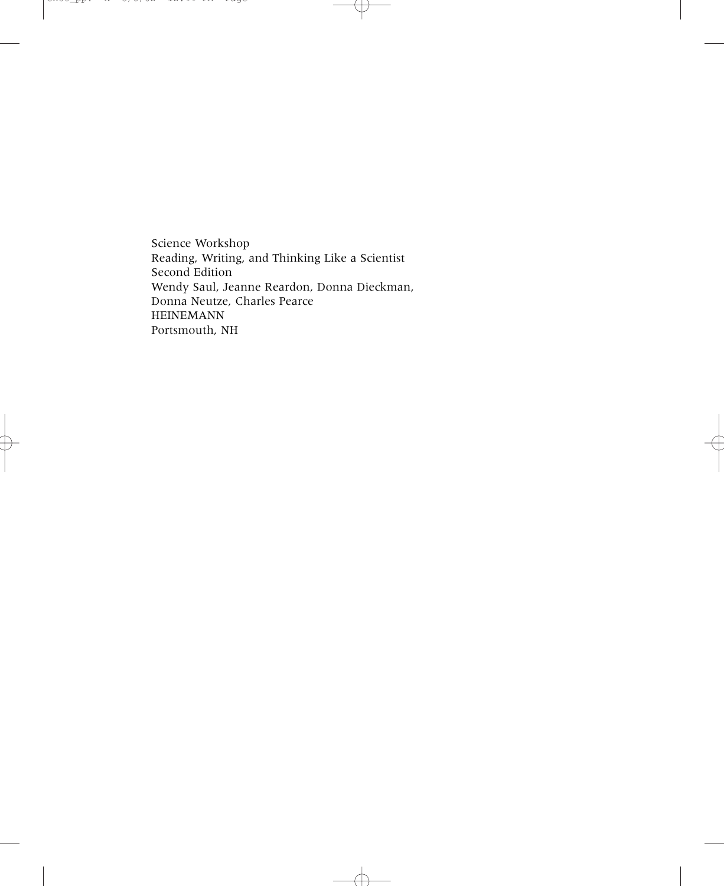Science Workshop

Reading, Writing, and Thinking Like a Scientist

Second Edition

Wendy Saul, Jeanne Reardon, Donna Dieckman, Donna Neutze, Charles Pearce

HEINEMANN

Portsmouth, NH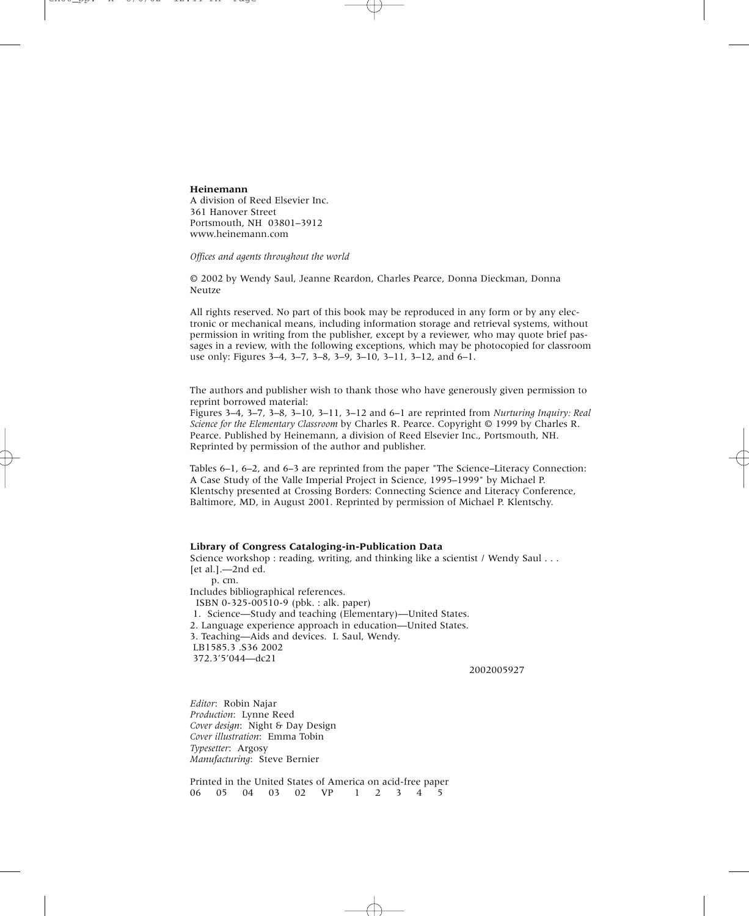**Heinemann**
A division of Reed Elsevier Inc.
361 Hanover Street
Portsmouth, NH 03801–3912
www.heinemann.com

*Offices and agents throughout the world*

© 2002 by Wendy Saul, Jeanne Reardon, Charles Pearce, Donna Dieckman, Donna Neutze

All rights reserved. No part of this book may be reproduced in any form or by any electronic or mechanical means, including information storage and retrieval systems, without permission in writing from the publisher, except by a reviewer, who may quote brief passages in a review, with the following exceptions, which may be photocopied for classroom use only: Figures 3–4, 3–7, 3–8, 3–9, 3–10, 3–11, 3–12, and 6–1.

The authors and publisher wish to thank those who have generously given permission to reprint borrowed material:
Figures 3–4, 3–7, 3–8, 3–10, 3–11, 3–12 and 6–1 are reprinted from *Nurturing Inquiry: Real Science for the Elementary Classroom* by Charles R. Pearce. Copyright © 1999 by Charles R. Pearce. Published by Heinemann, a division of Reed Elsevier Inc., Portsmouth, NH. Reprinted by permission of the author and publisher.

Tables 6–1, 6–2, and 6–3 are reprinted from the paper "The Science–Literacy Connection: A Case Study of the Valle Imperial Project in Science, 1995–1999" by Michael P. Klentschy presented at Crossing Borders: Connecting Science and Literacy Conference, Baltimore, MD, in August 2001. Reprinted by permission of Michael P. Klentschy.

**Library of Congress Cataloging-in-Publication Data**
Science workshop : reading, writing, and thinking like a scientist / Wendy Saul . . . [et al.].—2nd ed.
p. cm.
Includes bibliographical references.
ISBN 0-325-00510-9 (pbk. : alk. paper)
1. Science—Study and teaching (Elementary)—United States.
2. Language experience approach in education—United States.
3. Teaching—Aids and devices. I. Saul, Wendy.
LB1585.3 .S36 2002
372.3'5'044—dc21

2002005927

*Editor*: Robin Najar
*Production*: Lynne Reed
*Cover design*: Night & Day Design
*Cover illustration*: Emma Tobin
*Typesetter*: Argosy
*Manufacturing*: Steve Bernier

Printed in the United States of America on acid-free paper
06 05 04 03 02 VP 1 2 3 4 5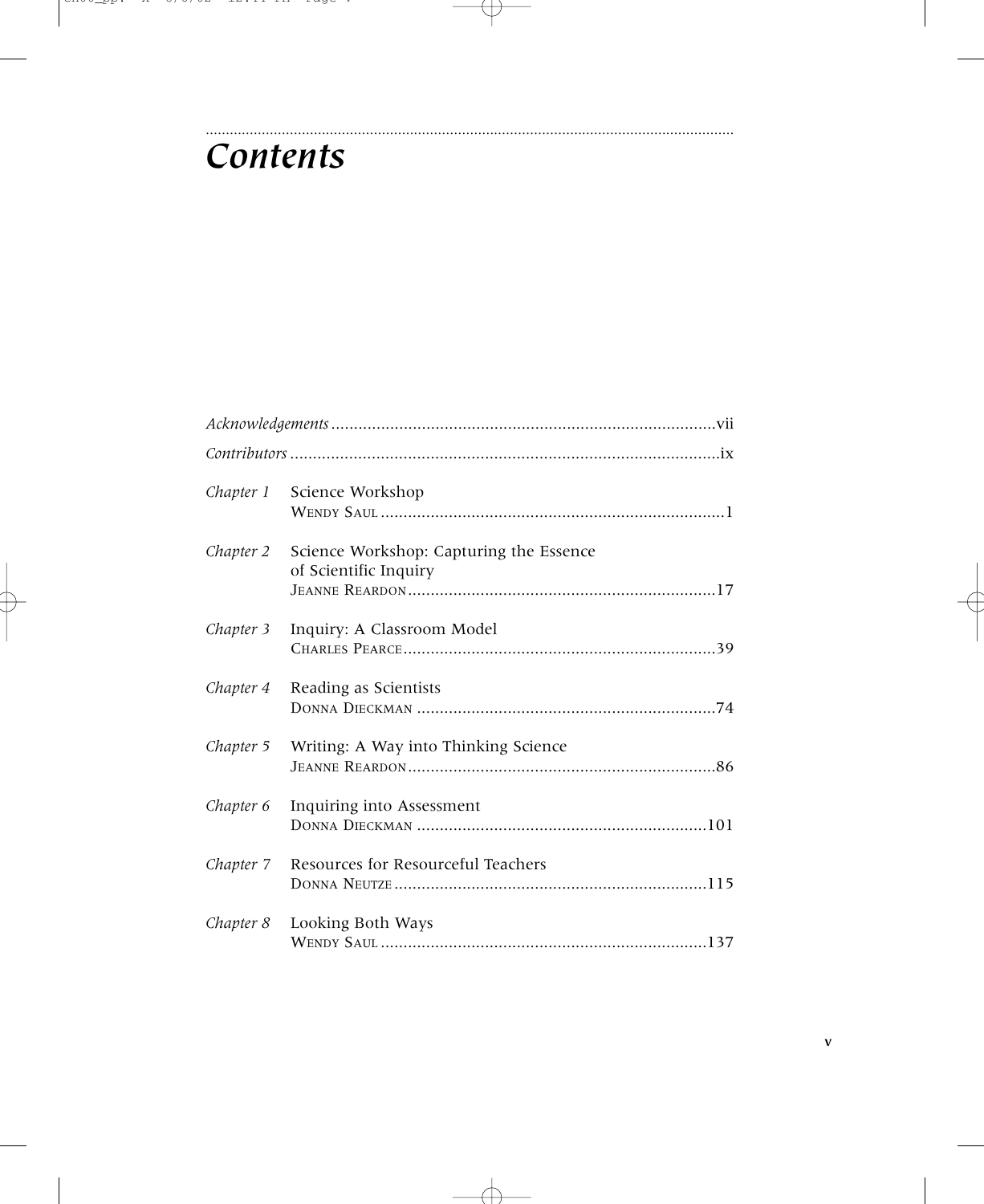# *Contents*

*Acknowledgements* .................................................................................... vii

*Contributors* ............................................................................................ ix

*Chapter 1* Science Workshop
WENDY SAUL ........................................................................... 1

*Chapter 2* Science Workshop: Capturing the Essence of Scientific Inquiry
JEANNE REARDON ................................................................... 17

*Chapter 3* Inquiry: A Classroom Model
CHARLES PEARCE .................................................................... 39

*Chapter 4* Reading as Scientists
DONNA DIECKMAN ................................................................. 74

*Chapter 5* Writing: A Way into Thinking Science
JEANNE REARDON ................................................................... 86

*Chapter 6* Inquiring into Assessment
DONNA DIECKMAN ............................................................... 101

*Chapter 7* Resources for Resourceful Teachers
DONNA NEUTZE .................................................................... 115

*Chapter 8* Looking Both Ways
WENDY SAUL ....................................................................... 137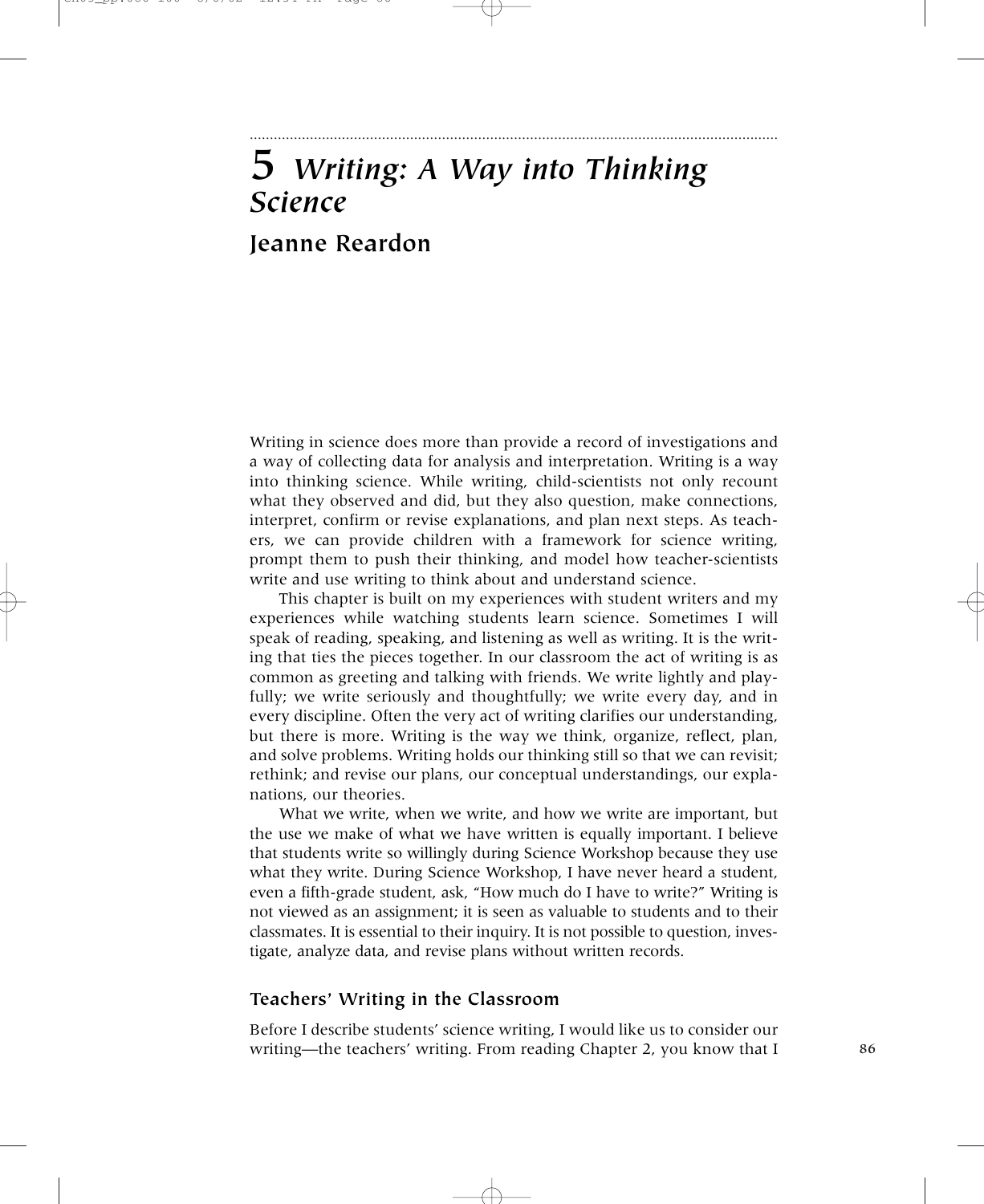# 5 *Writing: A Way into Thinking Science*

## Jeanne Reardon

Writing in science does more than provide a record of investigations and a way of collecting data for analysis and interpretation. Writing is a way into thinking science. While writing, child-scientists not only recount what they observed and did, but they also question, make connections, interpret, confirm or revise explanations, and plan next steps. As teachers, we can provide children with a framework for science writing, prompt them to push their thinking, and model how teacher-scientists write and use writing to think about and understand science.

This chapter is built on my experiences with student writers and my experiences while watching students learn science. Sometimes I will speak of reading, speaking, and listening as well as writing. It is the writing that ties the pieces together. In our classroom the act of writing is as common as greeting and talking with friends. We write lightly and playfully; we write seriously and thoughtfully; we write every day, and in every discipline. Often the very act of writing clarifies our understanding, but there is more. Writing is the way we think, organize, reflect, plan, and solve problems. Writing holds our thinking still so that we can revisit; rethink; and revise our plans, our conceptual understandings, our explanations, our theories.

What we write, when we write, and how we write are important, but the use we make of what we have written is equally important. I believe that students write so willingly during Science Workshop because they use what they write. During Science Workshop, I have never heard a student, even a fifth-grade student, ask, "How much do I have to write?" Writing is not viewed as an assignment; it is seen as valuable to students and to their classmates. It is essential to their inquiry. It is not possible to question, investigate, analyze data, and revise plans without written records.

### Teachers' Writing in the Classroom

Before I describe students' science writing, I would like us to consider our writing—the teachers' writing. From reading Chapter 2, you know that I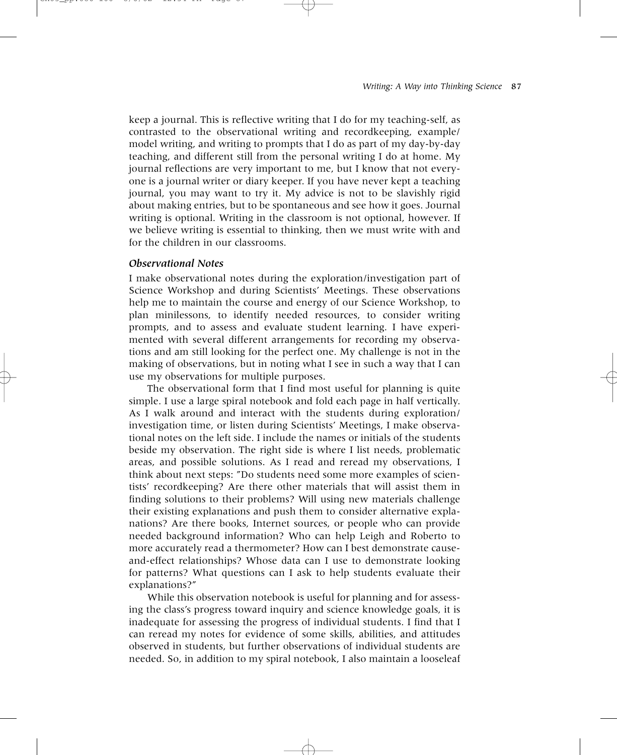keep a journal. This is reflective writing that I do for my teaching-self, as contrasted to the observational writing and recordkeeping, example/model writing, and writing to prompts that I do as part of my day-by-day teaching, and different still from the personal writing I do at home. My journal reflections are very important to me, but I know that not everyone is a journal writer or diary keeper. If you have never kept a teaching journal, you may want to try it. My advice is not to be slavishly rigid about making entries, but to be spontaneous and see how it goes. Journal writing is optional. Writing in the classroom is not optional, however. If we believe writing is essential to thinking, then we must write with and for the children in our classrooms.

### *Observational Notes*

I make observational notes during the exploration/investigation part of Science Workshop and during Scientists' Meetings. These observations help me to maintain the course and energy of our Science Workshop, to plan minilessons, to identify needed resources, to consider writing prompts, and to assess and evaluate student learning. I have experimented with several different arrangements for recording my observations and am still looking for the perfect one. My challenge is not in the making of observations, but in noting what I see in such a way that I can use my observations for multiple purposes.

The observational form that I find most useful for planning is quite simple. I use a large spiral notebook and fold each page in half vertically. As I walk around and interact with the students during exploration/investigation time, or listen during Scientists' Meetings, I make observational notes on the left side. I include the names or initials of the students beside my observation. The right side is where I list needs, problematic areas, and possible solutions. As I read and reread my observations, I think about next steps: "Do students need some more examples of scientists' recordkeeping? Are there other materials that will assist them in finding solutions to their problems? Will using new materials challenge their existing explanations and push them to consider alternative explanations? Are there books, Internet sources, or people who can provide needed background information? Who can help Leigh and Roberto to more accurately read a thermometer? How can I best demonstrate cause-and-effect relationships? Whose data can I use to demonstrate looking for patterns? What questions can I ask to help students evaluate their explanations?"

While this observation notebook is useful for planning and for assessing the class's progress toward inquiry and science knowledge goals, it is inadequate for assessing the progress of individual students. I find that I can reread my notes for evidence of some skills, abilities, and attitudes observed in students, but further observations of individual students are needed. So, in addition to my spiral notebook, I also maintain a looseleaf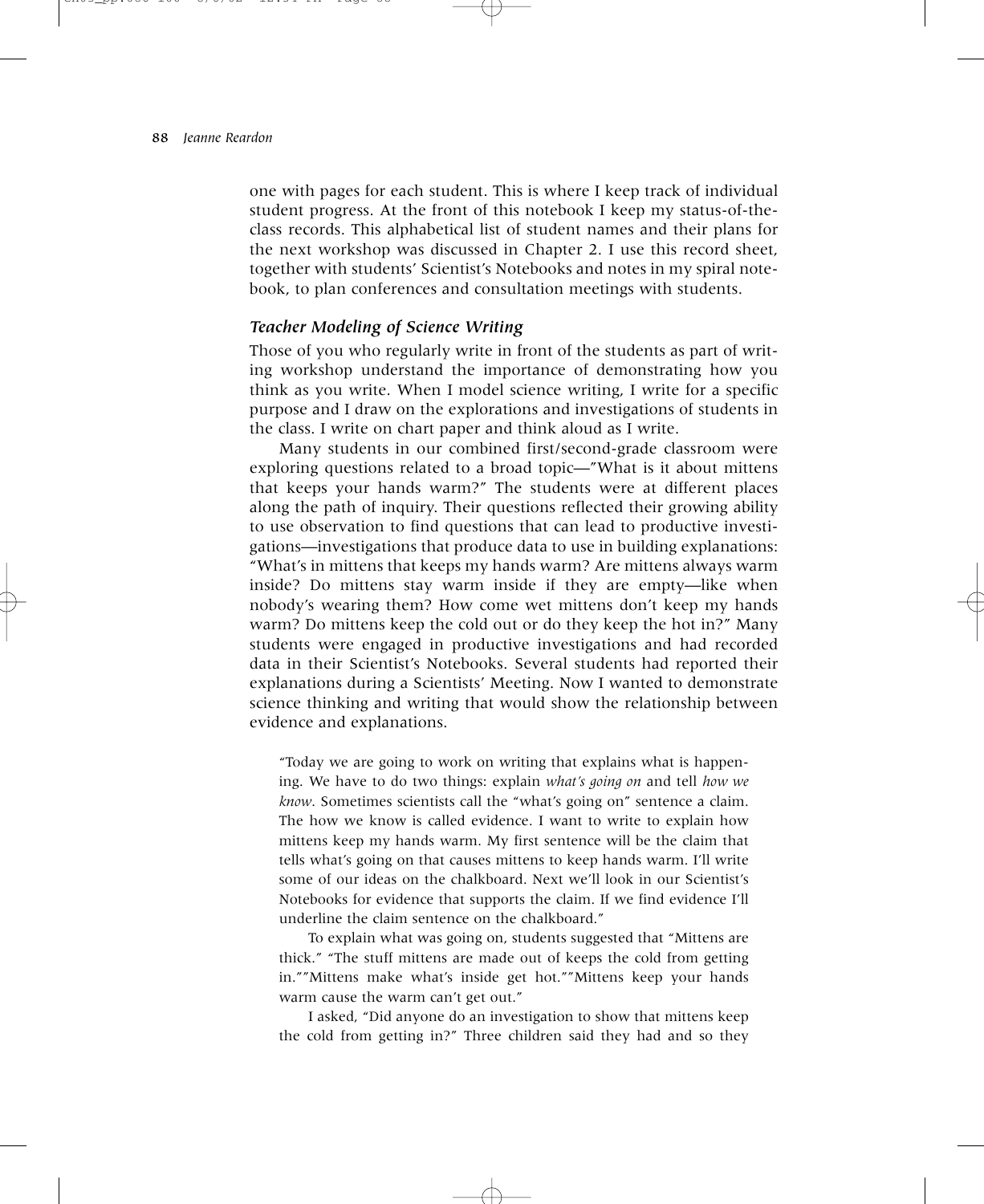one with pages for each student. This is where I keep track of individual student progress. At the front of this notebook I keep my status-of-the-class records. This alphabetical list of student names and their plans for the next workshop was discussed in Chapter 2. I use this record sheet, together with students' Scientist's Notebooks and notes in my spiral notebook, to plan conferences and consultation meetings with students.

### *Teacher Modeling of Science Writing*

Those of you who regularly write in front of the students as part of writing workshop understand the importance of demonstrating how you think as you write. When I model science writing, I write for a specific purpose and I draw on the explorations and investigations of students in the class. I write on chart paper and think aloud as I write.

Many students in our combined first/second-grade classroom were exploring questions related to a broad topic—"What is it about mittens that keeps your hands warm?" The students were at different places along the path of inquiry. Their questions reflected their growing ability to use observation to find questions that can lead to productive investigations—investigations that produce data to use in building explanations: "What's in mittens that keeps my hands warm? Are mittens always warm inside? Do mittens stay warm inside if they are empty—like when nobody's wearing them? How come wet mittens don't keep my hands warm? Do mittens keep the cold out or do they keep the hot in?" Many students were engaged in productive investigations and had recorded data in their Scientist's Notebooks. Several students had reported their explanations during a Scientists' Meeting. Now I wanted to demonstrate science thinking and writing that would show the relationship between evidence and explanations.

> "Today we are going to work on writing that explains what is happening. We have to do two things: explain *what's going on* and tell *how we know*. Sometimes scientists call the "what's going on" sentence a claim. The how we know is called evidence. I want to write to explain how mittens keep my hands warm. My first sentence will be the claim that tells what's going on that causes mittens to keep hands warm. I'll write some of our ideas on the chalkboard. Next we'll look in our Scientist's Notebooks for evidence that supports the claim. If we find evidence I'll underline the claim sentence on the chalkboard."
>
> To explain what was going on, students suggested that "Mittens are thick." "The stuff mittens are made out of keeps the cold from getting in.""Mittens make what's inside get hot.""Mittens keep your hands warm cause the warm can't get out."
>
> I asked, "Did anyone do an investigation to show that mittens keep the cold from getting in?" Three children said they had and so they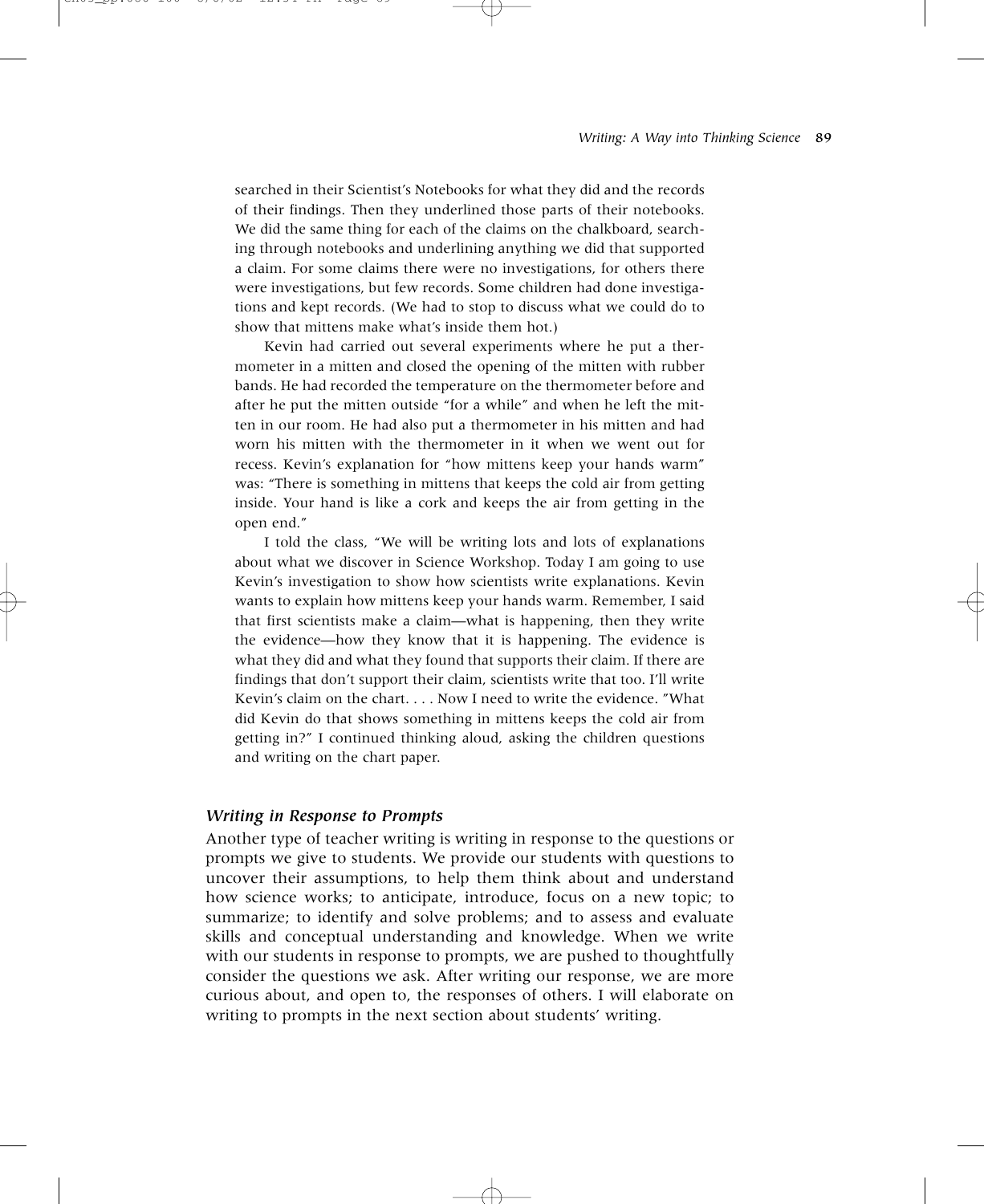searched in their Scientist's Notebooks for what they did and the records of their findings. Then they underlined those parts of their notebooks. We did the same thing for each of the claims on the chalkboard, searching through notebooks and underlining anything we did that supported a claim. For some claims there were no investigations, for others there were investigations, but few records. Some children had done investigations and kept records. (We had to stop to discuss what we could do to show that mittens make what's inside them hot.)

Kevin had carried out several experiments where he put a thermometer in a mitten and closed the opening of the mitten with rubber bands. He had recorded the temperature on the thermometer before and after he put the mitten outside "for a while" and when he left the mitten in our room. He had also put a thermometer in his mitten and had worn his mitten with the thermometer in it when we went out for recess. Kevin's explanation for "how mittens keep your hands warm" was: "There is something in mittens that keeps the cold air from getting inside. Your hand is like a cork and keeps the air from getting in the open end."

I told the class, "We will be writing lots and lots of explanations about what we discover in Science Workshop. Today I am going to use Kevin's investigation to show how scientists write explanations. Kevin wants to explain how mittens keep your hands warm. Remember, I said that first scientists make a claim—what is happening, then they write the evidence—how they know that it is happening. The evidence is what they did and what they found that supports their claim. If there are findings that don't support their claim, scientists write that too. I'll write Kevin's claim on the chart. . . . Now I need to write the evidence. "What did Kevin do that shows something in mittens keeps the cold air from getting in?" I continued thinking aloud, asking the children questions and writing on the chart paper.

### *Writing in Response to Prompts*

Another type of teacher writing is writing in response to the questions or prompts we give to students. We provide our students with questions to uncover their assumptions, to help them think about and understand how science works; to anticipate, introduce, focus on a new topic; to summarize; to identify and solve problems; and to assess and evaluate skills and conceptual understanding and knowledge. When we write with our students in response to prompts, we are pushed to thoughtfully consider the questions we ask. After writing our response, we are more curious about, and open to, the responses of others. I will elaborate on writing to prompts in the next section about students' writing.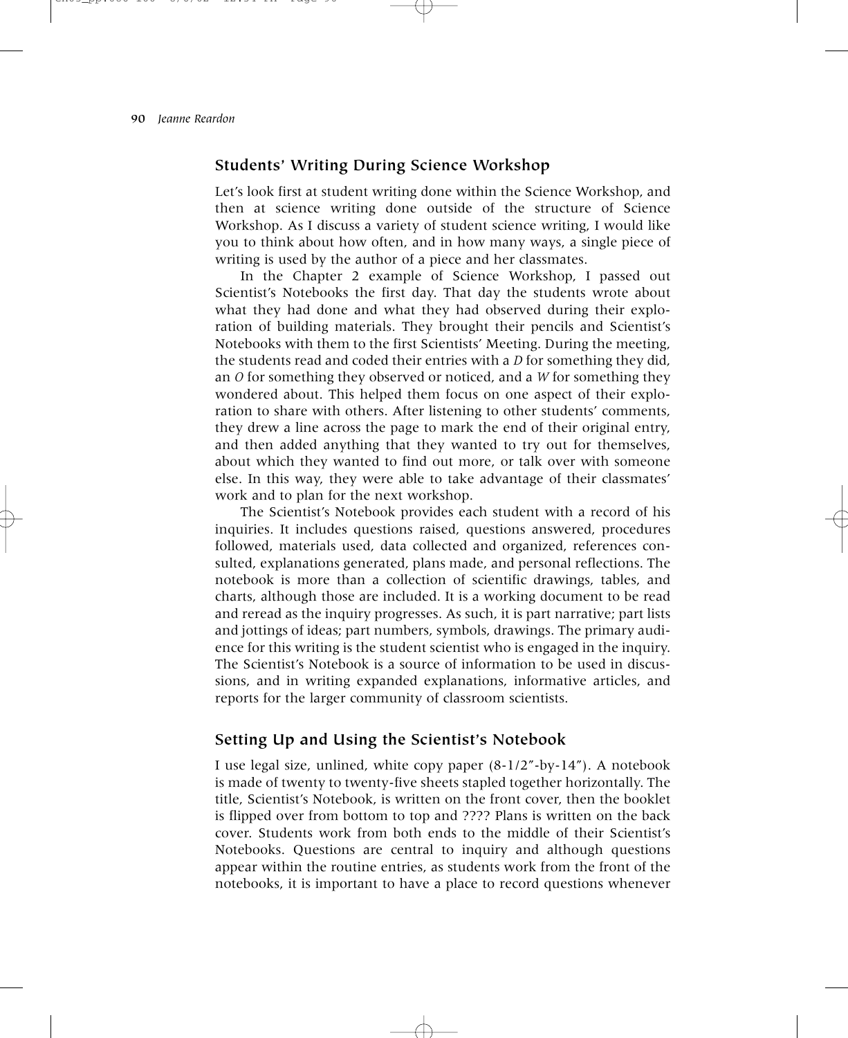## Students' Writing During Science Workshop

Let's look first at student writing done within the Science Workshop, and then at science writing done outside of the structure of Science Workshop. As I discuss a variety of student science writing, I would like you to think about how often, and in how many ways, a single piece of writing is used by the author of a piece and her classmates.

In the Chapter 2 example of Science Workshop, I passed out Scientist's Notebooks the first day. That day the students wrote about what they had done and what they had observed during their exploration of building materials. They brought their pencils and Scientist's Notebooks with them to the first Scientists' Meeting. During the meeting, the students read and coded their entries with a *D* for something they did, an *O* for something they observed or noticed, and a *W* for something they wondered about. This helped them focus on one aspect of their exploration to share with others. After listening to other students' comments, they drew a line across the page to mark the end of their original entry, and then added anything that they wanted to try out for themselves, about which they wanted to find out more, or talk over with someone else. In this way, they were able to take advantage of their classmates' work and to plan for the next workshop.

The Scientist's Notebook provides each student with a record of his inquiries. It includes questions raised, questions answered, procedures followed, materials used, data collected and organized, references consulted, explanations generated, plans made, and personal reflections. The notebook is more than a collection of scientific drawings, tables, and charts, although those are included. It is a working document to be read and reread as the inquiry progresses. As such, it is part narrative; part lists and jottings of ideas; part numbers, symbols, drawings. The primary audience for this writing is the student scientist who is engaged in the inquiry. The Scientist's Notebook is a source of information to be used in discussions, and in writing expanded explanations, informative articles, and reports for the larger community of classroom scientists.

## Setting Up and Using the Scientist's Notebook

I use legal size, unlined, white copy paper (8-1/2″-by-14″). A notebook is made of twenty to twenty-five sheets stapled together horizontally. The title, Scientist's Notebook, is written on the front cover, then the booklet is flipped over from bottom to top and ???? Plans is written on the back cover. Students work from both ends to the middle of their Scientist's Notebooks. Questions are central to inquiry and although questions appear within the routine entries, as students work from the front of the notebooks, it is important to have a place to record questions whenever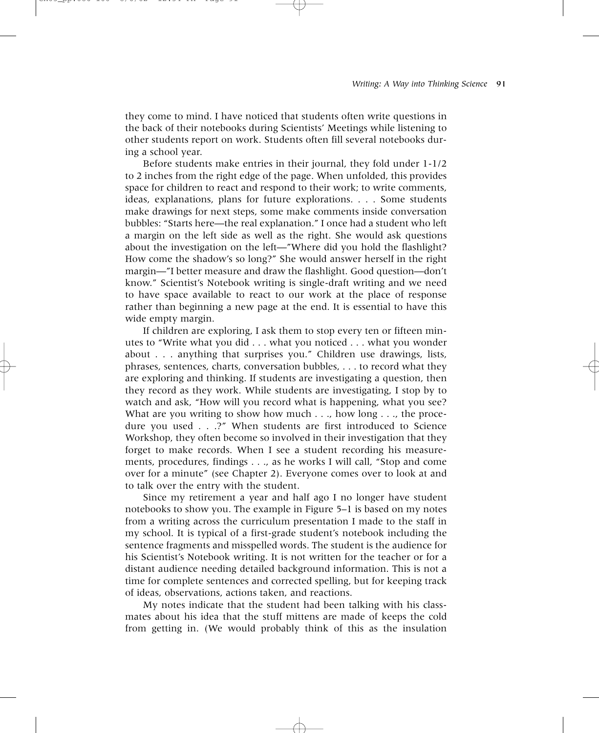they come to mind. I have noticed that students often write questions in the back of their notebooks during Scientists' Meetings while listening to other students report on work. Students often fill several notebooks during a school year.

Before students make entries in their journal, they fold under 1-1/2 to 2 inches from the right edge of the page. When unfolded, this provides space for children to react and respond to their work; to write comments, ideas, explanations, plans for future explorations. . . . Some students make drawings for next steps, some make comments inside conversation bubbles: "Starts here—the real explanation." I once had a student who left a margin on the left side as well as the right. She would ask questions about the investigation on the left—"Where did you hold the flashlight? How come the shadow's so long?" She would answer herself in the right margin—"I better measure and draw the flashlight. Good question—don't know." Scientist's Notebook writing is single-draft writing and we need to have space available to react to our work at the place of response rather than beginning a new page at the end. It is essential to have this wide empty margin.

If children are exploring, I ask them to stop every ten or fifteen minutes to "Write what you did . . . what you noticed . . . what you wonder about . . . anything that surprises you." Children use drawings, lists, phrases, sentences, charts, conversation bubbles, . . . to record what they are exploring and thinking. If students are investigating a question, then they record as they work. While students are investigating, I stop by to watch and ask, "How will you record what is happening, what you see? What are you writing to show how much . . ., how long . . ., the procedure you used . . .?" When students are first introduced to Science Workshop, they often become so involved in their investigation that they forget to make records. When I see a student recording his measurements, procedures, findings . . ., as he works I will call, "Stop and come over for a minute" (see Chapter 2). Everyone comes over to look at and to talk over the entry with the student.

Since my retirement a year and half ago I no longer have student notebooks to show you. The example in Figure 5–1 is based on my notes from a writing across the curriculum presentation I made to the staff in my school. It is typical of a first-grade student's notebook including the sentence fragments and misspelled words. The student is the audience for his Scientist's Notebook writing. It is not written for the teacher or for a distant audience needing detailed background information. This is not a time for complete sentences and corrected spelling, but for keeping track of ideas, observations, actions taken, and reactions.

My notes indicate that the student had been talking with his classmates about his idea that the stuff mittens are made of keeps the cold from getting in. (We would probably think of this as the insulation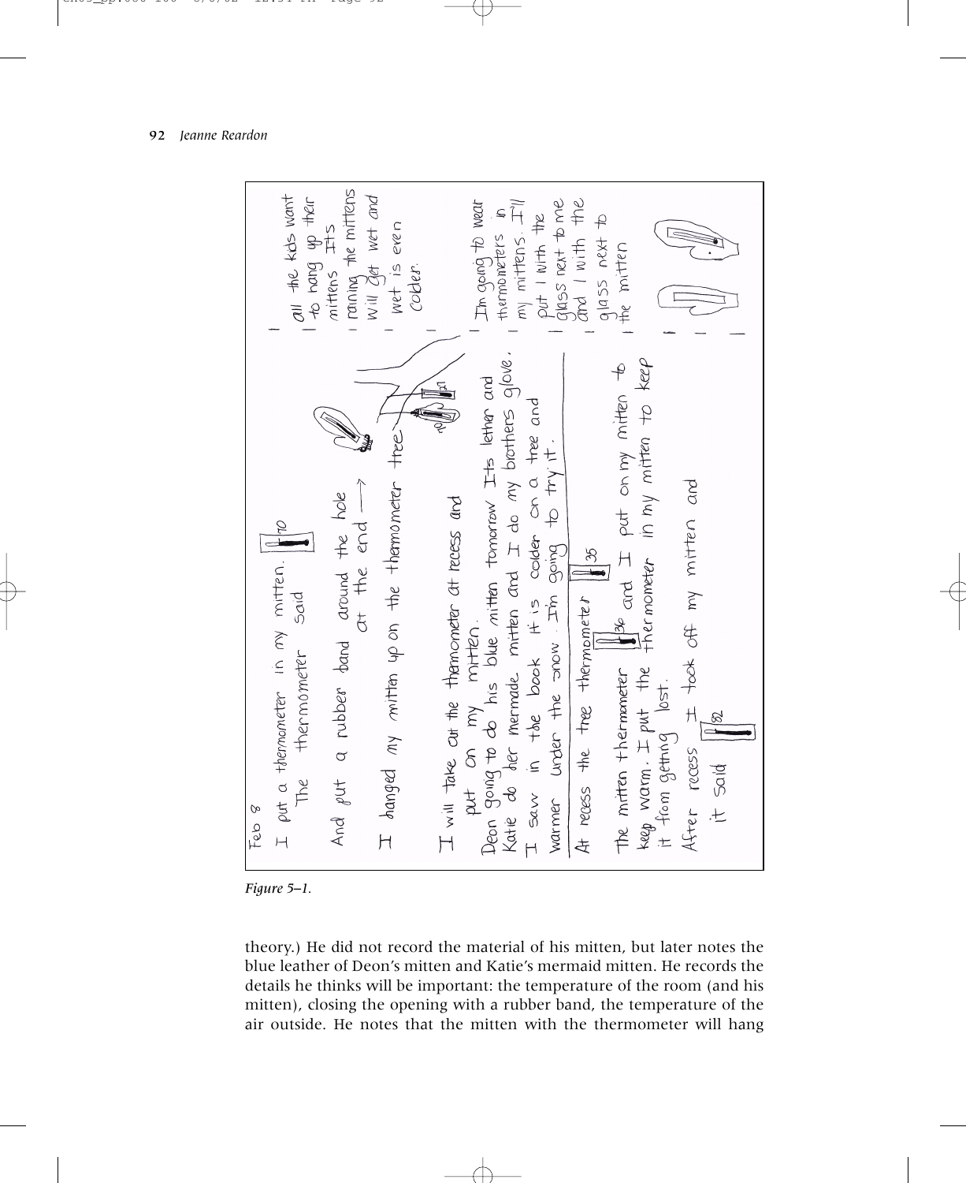Feb 8

I put a thermometer in my mitten. The thermometer said 70

And put a rubber band around the hole at the end →

I hanged my mitten up on the thermometer tree.

I will take out the thermometer at recess and put on my mitten.

Deon going to do his blue mitten tomorrow Its lether and Katie do her mermade mitten and I do my brothers glove.

I saw in the book it is colder on a tree and warmer under the snow. I'm going to try it.

At recess the tree thermometer 35

The mitten thermometer 36 and I put on my mitten to keep warm. I put the thermometer in my mitten to keep it from getting lost.

After recess I took off my mitten and it said 82

all the kids want to hang up their mittens. Its raining the mittens will get wet and wet is even colder.

I'm going to wear thermometers in my mittens. I'll put 1 with the glass next to me and 1 with the glass next to the mitten

*Figure 5–1.*

theory.) He did not record the material of his mitten, but later notes the blue leather of Deon's mitten and Katie's mermaid mitten. He records the details he thinks will be important: the temperature of the room (and his mitten), closing the opening with a rubber band, the temperature of the air outside. He notes that the mitten with the thermometer will hang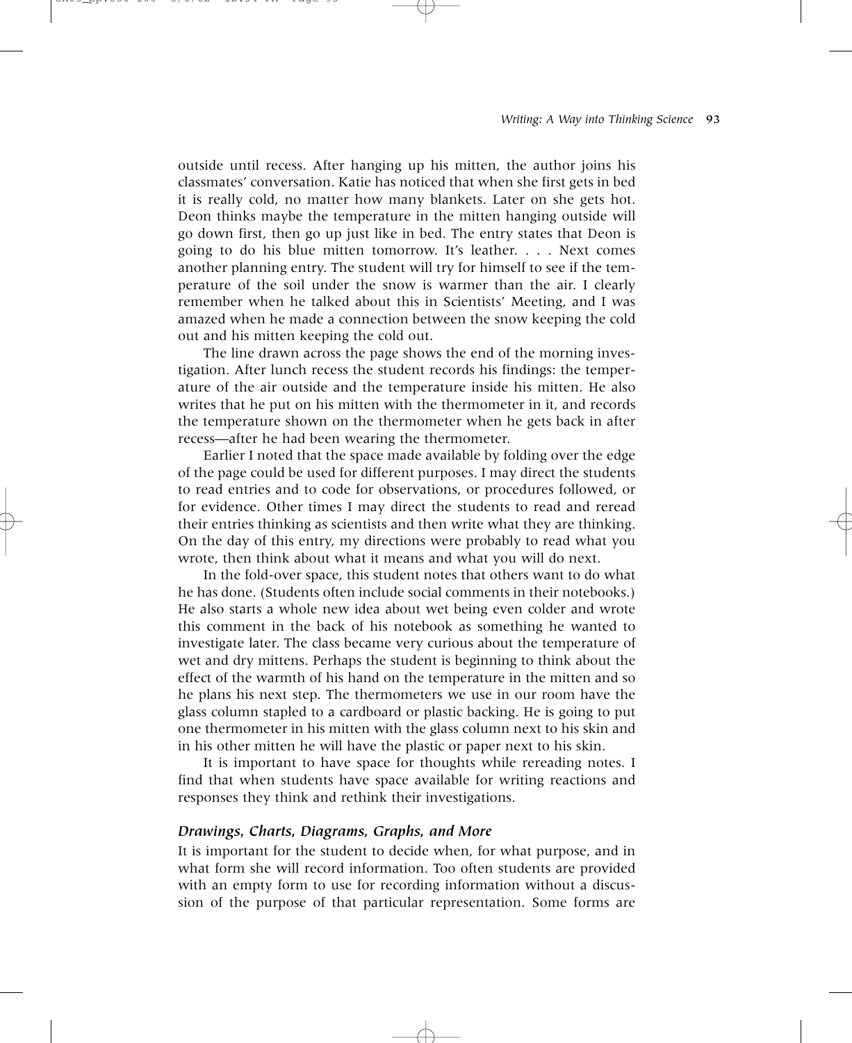outside until recess. After hanging up his mitten, the author joins his classmates' conversation. Katie has noticed that when she first gets in bed it is really cold, no matter how many blankets. Later on she gets hot. Deon thinks maybe the temperature in the mitten hanging outside will go down first, then go up just like in bed. The entry states that Deon is going to do his blue mitten tomorrow. It's leather. . . . Next comes another planning entry. The student will try for himself to see if the temperature of the soil under the snow is warmer than the air. I clearly remember when he talked about this in Scientists' Meeting, and I was amazed when he made a connection between the snow keeping the cold out and his mitten keeping the cold out.

The line drawn across the page shows the end of the morning investigation. After lunch recess the student records his findings: the temperature of the air outside and the temperature inside his mitten. He also writes that he put on his mitten with the thermometer in it, and records the temperature shown on the thermometer when he gets back in after recess—after he had been wearing the thermometer.

Earlier I noted that the space made available by folding over the edge of the page could be used for different purposes. I may direct the students to read entries and to code for observations, or procedures followed, or for evidence. Other times I may direct the students to read and reread their entries thinking as scientists and then write what they are thinking. On the day of this entry, my directions were probably to read what you wrote, then think about what it means and what you will do next.

In the fold-over space, this student notes that others want to do what he has done. (Students often include social comments in their notebooks.) He also starts a whole new idea about wet being even colder and wrote this comment in the back of his notebook as something he wanted to investigate later. The class became very curious about the temperature of wet and dry mittens. Perhaps the student is beginning to think about the effect of the warmth of his hand on the temperature in the mitten and so he plans his next step. The thermometers we use in our room have the glass column stapled to a cardboard or plastic backing. He is going to put one thermometer in his mitten with the glass column next to his skin and in his other mitten he will have the plastic or paper next to his skin.

It is important to have space for thoughts while rereading notes. I find that when students have space available for writing reactions and responses they think and rethink their investigations.

### *Drawings, Charts, Diagrams, Graphs, and More*

It is important for the student to decide when, for what purpose, and in what form she will record information. Too often students are provided with an empty form to use for recording information without a discussion of the purpose of that particular representation. Some forms are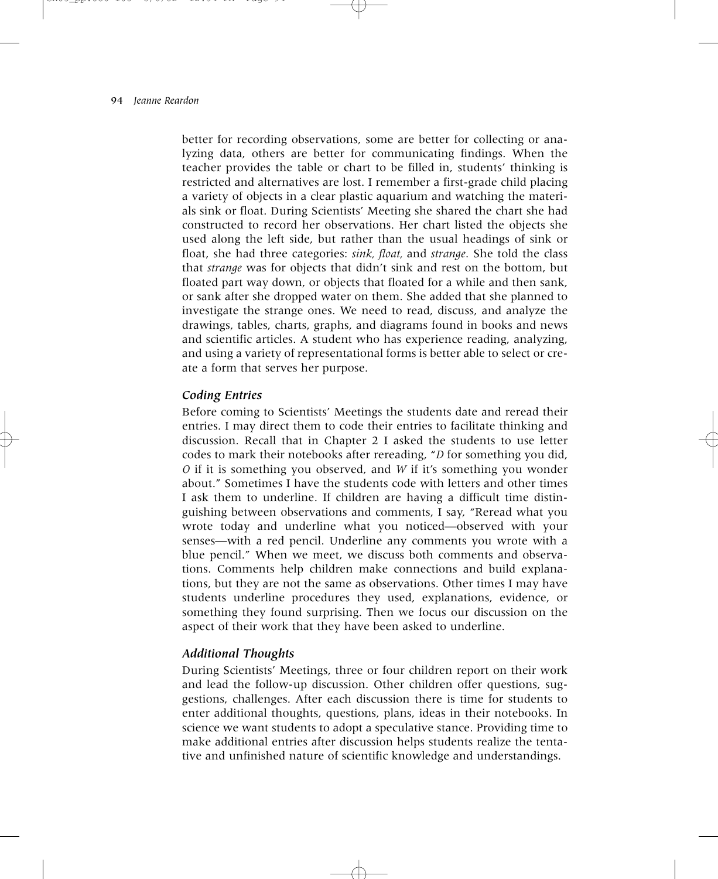better for recording observations, some are better for collecting or analyzing data, others are better for communicating findings. When the teacher provides the table or chart to be filled in, students' thinking is restricted and alternatives are lost. I remember a first-grade child placing a variety of objects in a clear plastic aquarium and watching the materials sink or float. During Scientists' Meeting she shared the chart she had constructed to record her observations. Her chart listed the objects she used along the left side, but rather than the usual headings of sink or float, she had three categories: *sink, float,* and *strange*. She told the class that *strange* was for objects that didn't sink and rest on the bottom, but floated part way down, or objects that floated for a while and then sank, or sank after she dropped water on them. She added that she planned to investigate the strange ones. We need to read, discuss, and analyze the drawings, tables, charts, graphs, and diagrams found in books and news and scientific articles. A student who has experience reading, analyzing, and using a variety of representational forms is better able to select or create a form that serves her purpose.

### *Coding Entries*

Before coming to Scientists' Meetings the students date and reread their entries. I may direct them to code their entries to facilitate thinking and discussion. Recall that in Chapter 2 I asked the students to use letter codes to mark their notebooks after rereading, "*D* for something you did, *O* if it is something you observed, and *W* if it's something you wonder about." Sometimes I have the students code with letters and other times I ask them to underline. If children are having a difficult time distinguishing between observations and comments, I say, "Reread what you wrote today and underline what you noticed—observed with your senses—with a red pencil. Underline any comments you wrote with a blue pencil." When we meet, we discuss both comments and observations. Comments help children make connections and build explanations, but they are not the same as observations. Other times I may have students underline procedures they used, explanations, evidence, or something they found surprising. Then we focus our discussion on the aspect of their work that they have been asked to underline.

### *Additional Thoughts*

During Scientists' Meetings, three or four children report on their work and lead the follow-up discussion. Other children offer questions, suggestions, challenges. After each discussion there is time for students to enter additional thoughts, questions, plans, ideas in their notebooks. In science we want students to adopt a speculative stance. Providing time to make additional entries after discussion helps students realize the tentative and unfinished nature of scientific knowledge and understandings.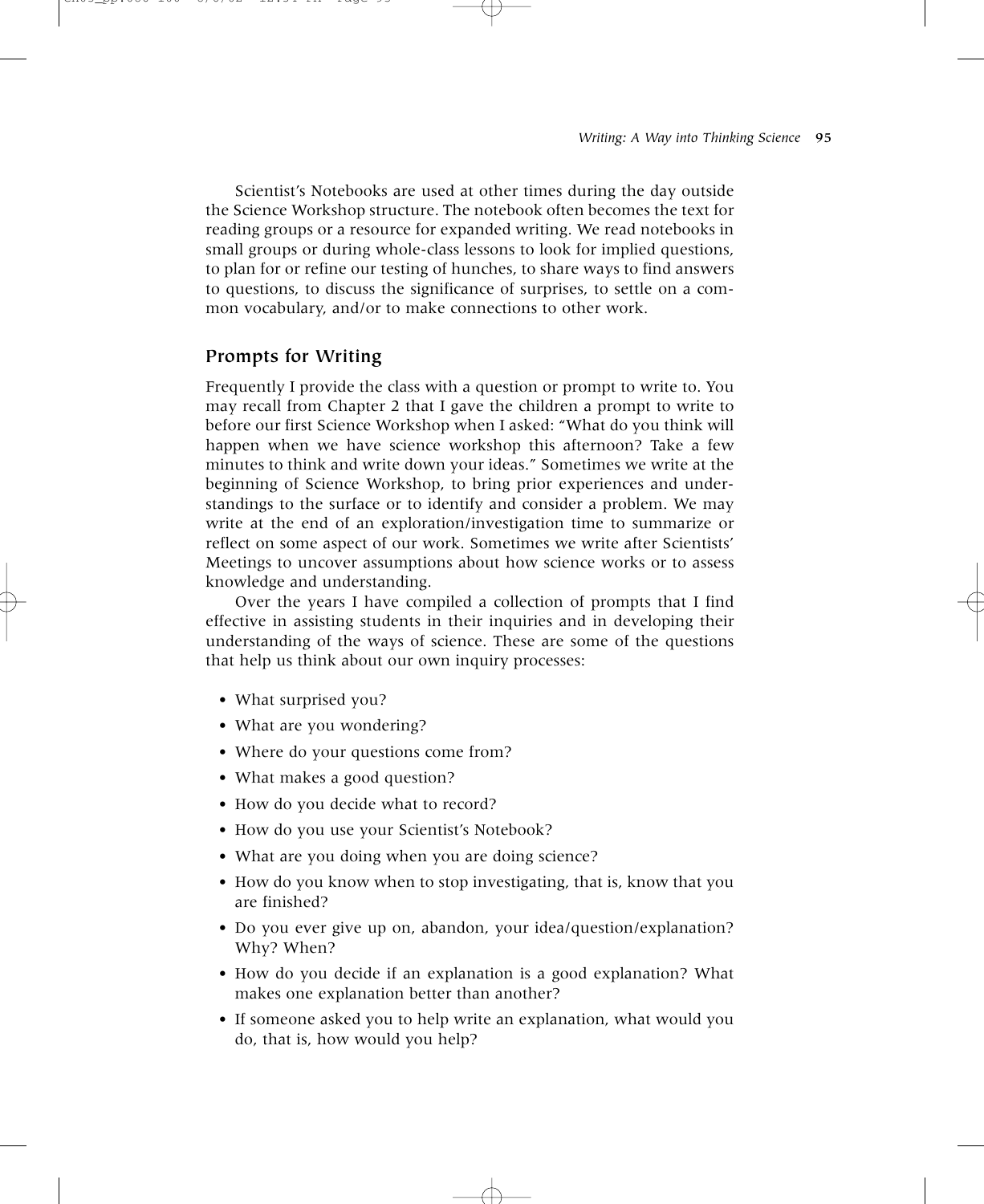Scientist's Notebooks are used at other times during the day outside the Science Workshop structure. The notebook often becomes the text for reading groups or a resource for expanded writing. We read notebooks in small groups or during whole-class lessons to look for implied questions, to plan for or refine our testing of hunches, to share ways to find answers to questions, to discuss the significance of surprises, to settle on a common vocabulary, and/or to make connections to other work.

## Prompts for Writing

Frequently I provide the class with a question or prompt to write to. You may recall from Chapter 2 that I gave the children a prompt to write to before our first Science Workshop when I asked: "What do you think will happen when we have science workshop this afternoon? Take a few minutes to think and write down your ideas." Sometimes we write at the beginning of Science Workshop, to bring prior experiences and understandings to the surface or to identify and consider a problem. We may write at the end of an exploration/investigation time to summarize or reflect on some aspect of our work. Sometimes we write after Scientists' Meetings to uncover assumptions about how science works or to assess knowledge and understanding.

Over the years I have compiled a collection of prompts that I find effective in assisting students in their inquiries and in developing their understanding of the ways of science. These are some of the questions that help us think about our own inquiry processes:

- What surprised you?
- What are you wondering?
- Where do your questions come from?
- What makes a good question?
- How do you decide what to record?
- How do you use your Scientist's Notebook?
- What are you doing when you are doing science?
- How do you know when to stop investigating, that is, know that you are finished?
- Do you ever give up on, abandon, your idea/question/explanation? Why? When?
- How do you decide if an explanation is a good explanation? What makes one explanation better than another?
- If someone asked you to help write an explanation, what would you do, that is, how would you help?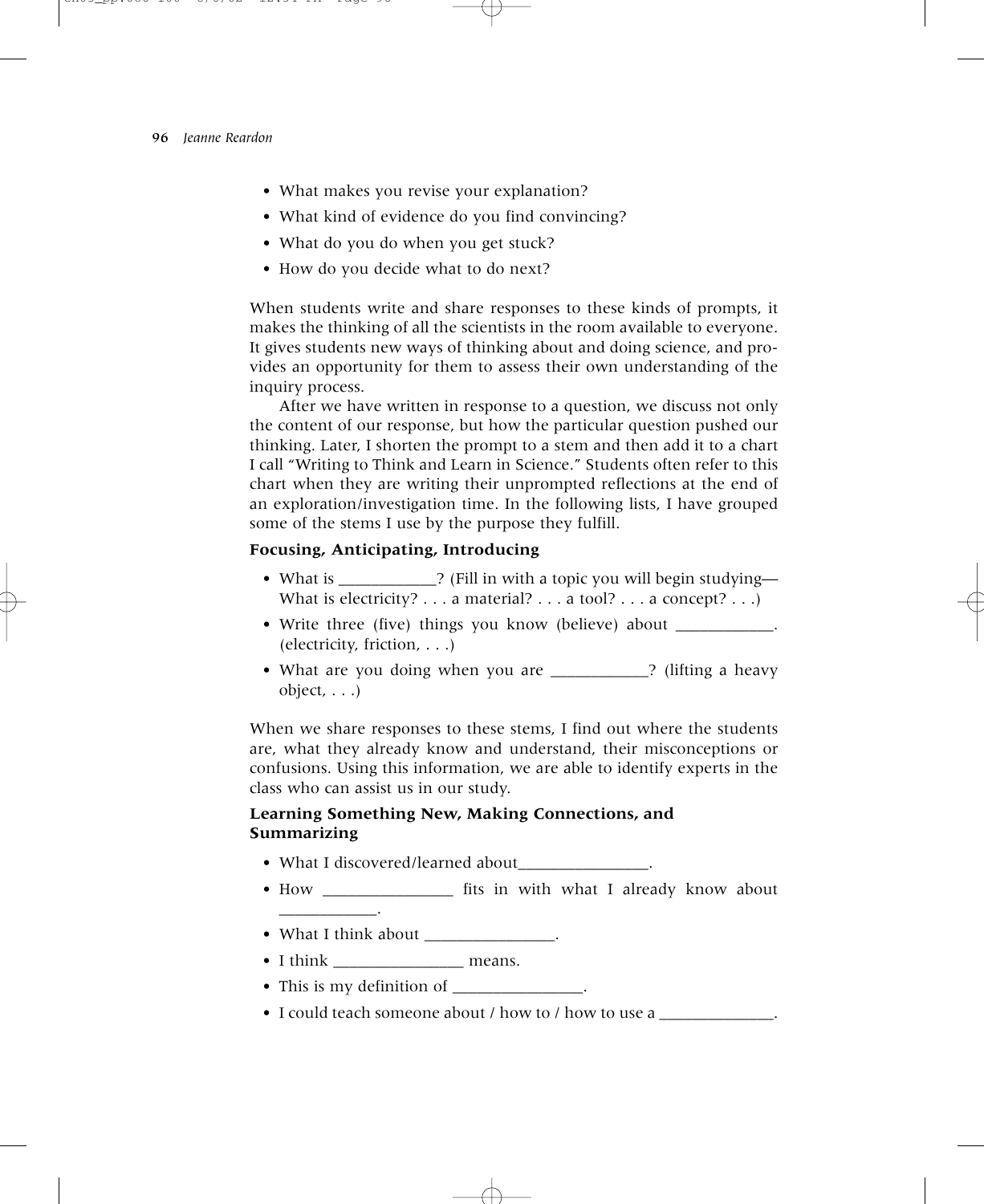- What makes you revise your explanation?
- What kind of evidence do you find convincing?
- What do you do when you get stuck?
- How do you decide what to do next?

When students write and share responses to these kinds of prompts, it makes the thinking of all the scientists in the room available to everyone. It gives students new ways of thinking about and doing science, and provides an opportunity for them to assess their own understanding of the inquiry process.

After we have written in response to a question, we discuss not only the content of our response, but how the particular question pushed our thinking. Later, I shorten the prompt to a stem and then add it to a chart I call "Writing to Think and Learn in Science." Students often refer to this chart when they are writing their unprompted reflections at the end of an exploration/investigation time. In the following lists, I have grouped some of the stems I use by the purpose they fulfill.

**Focusing, Anticipating, Introducing**

- What is ____________? (Fill in with a topic you will begin studying—What is electricity? . . . a material? . . . a tool? . . . a concept? . . .)
- Write three (five) things you know (believe) about ____________. (electricity, friction, . . .)
- What are you doing when you are ____________? (lifting a heavy object, . . .)

When we share responses to these stems, I find out where the students are, what they already know and understand, their misconceptions or confusions. Using this information, we are able to identify experts in the class who can assist us in our study.

**Learning Something New, Making Connections, and Summarizing**

- What I discovered/learned about________________.
- How ________________ fits in with what I already know about ____________.
- What I think about ________________.
- I think ________________ means.
- This is my definition of ________________.
- I could teach someone about / how to / how to use a ______________.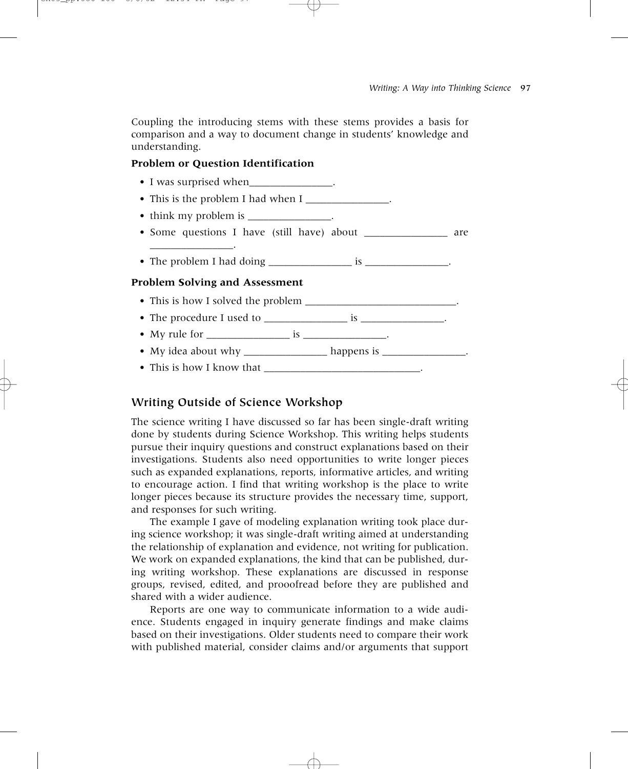Coupling the introducing stems with these stems provides a basis for comparison and a way to document change in students' knowledge and understanding.

**Problem or Question Identification**

- I was surprised when________________.
- This is the problem I had when I ________________.
- think my problem is ________________.
- Some questions I have (still have) about ________________ are ________________.
- The problem I had doing ________________ is ________________.

**Problem Solving and Assessment**

- This is how I solved the problem ______________________________.
- The procedure I used to ________________ is ________________.
- My rule for ________________ is ________________.
- My idea about why ________________ happens is ________________.
- This is how I know that ______________________________.

## Writing Outside of Science Workshop

The science writing I have discussed so far has been single-draft writing done by students during Science Workshop. This writing helps students pursue their inquiry questions and construct explanations based on their investigations. Students also need opportunities to write longer pieces such as expanded explanations, reports, informative articles, and writing to encourage action. I find that writing workshop is the place to write longer pieces because its structure provides the necessary time, support, and responses for such writing.

The example I gave of modeling explanation writing took place during science workshop; it was single-draft writing aimed at understanding the relationship of explanation and evidence, not writing for publication. We work on expanded explanations, the kind that can be published, during writing workshop. These explanations are discussed in response groups, revised, edited, and prooofread before they are published and shared with a wider audience.

Reports are one way to communicate information to a wide audience. Students engaged in inquiry generate findings and make claims based on their investigations. Older students need to compare their work with published material, consider claims and/or arguments that support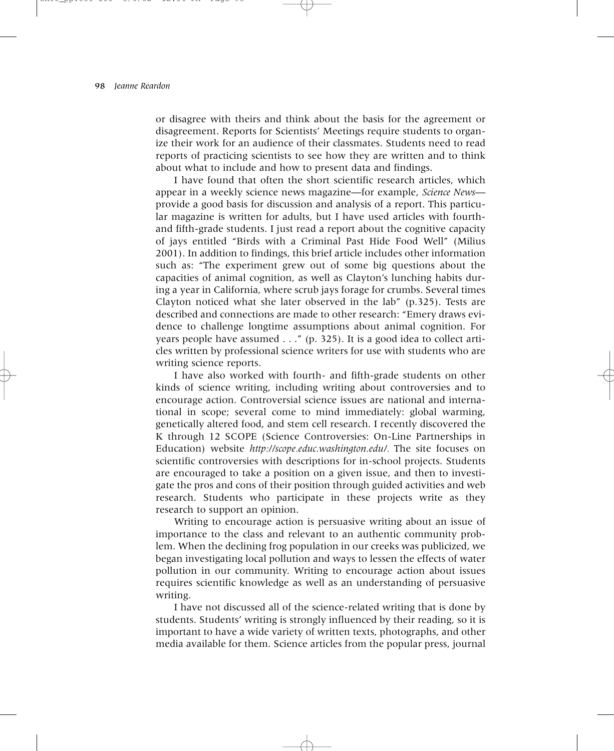or disagree with theirs and think about the basis for the agreement or disagreement. Reports for Scientists' Meetings require students to organize their work for an audience of their classmates. Students need to read reports of practicing scientists to see how they are written and to think about what to include and how to present data and findings.

I have found that often the short scientific research articles, which appear in a weekly science news magazine—for example, *Science News*—provide a good basis for discussion and analysis of a report. This particular magazine is written for adults, but I have used articles with fourth- and fifth-grade students. I just read a report about the cognitive capacity of jays entitled "Birds with a Criminal Past Hide Food Well" (Milius 2001). In addition to findings, this brief article includes other information such as: "The experiment grew out of some big questions about the capacities of animal cognition, as well as Clayton's lunching habits during a year in California, where scrub jays forage for crumbs. Several times Clayton noticed what she later observed in the lab" (p.325). Tests are described and connections are made to other research: "Emery draws evidence to challenge longtime assumptions about animal cognition. For years people have assumed . . ." (p. 325). It is a good idea to collect articles written by professional science writers for use with students who are writing science reports.

I have also worked with fourth- and fifth-grade students on other kinds of science writing, including writing about controversies and to encourage action. Controversial science issues are national and international in scope; several come to mind immediately: global warming, genetically altered food, and stem cell research. I recently discovered the K through 12 SCOPE (Science Controversies: On-Line Partnerships in Education) website *http://scope.educ.washington.edu/.* The site focuses on scientific controversies with descriptions for in-school projects. Students are encouraged to take a position on a given issue, and then to investigate the pros and cons of their position through guided activities and web research. Students who participate in these projects write as they research to support an opinion.

Writing to encourage action is persuasive writing about an issue of importance to the class and relevant to an authentic community problem. When the declining frog population in our creeks was publicized, we began investigating local pollution and ways to lessen the effects of water pollution in our community. Writing to encourage action about issues requires scientific knowledge as well as an understanding of persuasive writing.

I have not discussed all of the science-related writing that is done by students. Students' writing is strongly influenced by their reading, so it is important to have a wide variety of written texts, photographs, and other media available for them. Science articles from the popular press, journal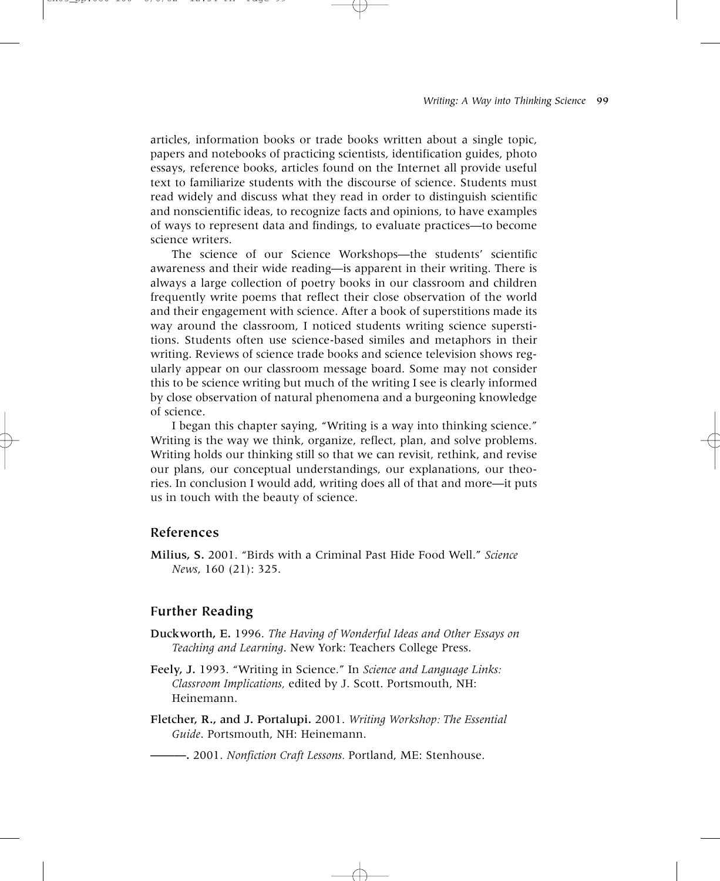articles, information books or trade books written about a single topic, papers and notebooks of practicing scientists, identification guides, photo essays, reference books, articles found on the Internet all provide useful text to familiarize students with the discourse of science. Students must read widely and discuss what they read in order to distinguish scientific and nonscientific ideas, to recognize facts and opinions, to have examples of ways to represent data and findings, to evaluate practices—to become science writers.

The science of our Science Workshops—the students' scientific awareness and their wide reading—is apparent in their writing. There is always a large collection of poetry books in our classroom and children frequently write poems that reflect their close observation of the world and their engagement with science. After a book of superstitions made its way around the classroom, I noticed students writing science superstitions. Students often use science-based similes and metaphors in their writing. Reviews of science trade books and science television shows regularly appear on our classroom message board. Some may not consider this to be science writing but much of the writing I see is clearly informed by close observation of natural phenomena and a burgeoning knowledge of science.

I began this chapter saying, "Writing is a way into thinking science." Writing is the way we think, organize, reflect, plan, and solve problems. Writing holds our thinking still so that we can revisit, rethink, and revise our plans, our conceptual understandings, our explanations, our theories. In conclusion I would add, writing does all of that and more—it puts us in touch with the beauty of science.

## References

**Milius, S.** 2001. "Birds with a Criminal Past Hide Food Well." *Science News*, 160 (21): 325.

## Further Reading

**Duckworth, E.** 1996. *The Having of Wonderful Ideas and Other Essays on Teaching and Learning*. New York: Teachers College Press.

**Feely, J.** 1993. "Writing in Science." In *Science and Language Links: Classroom Implications,* edited by J. Scott. Portsmouth, NH: Heinemann.

**Fletcher, R., and J. Portalupi.** 2001. *Writing Workshop: The Essential Guide*. Portsmouth, NH: Heinemann.

**———.** 2001. *Nonfiction Craft Lessons.* Portland, ME: Stenhouse.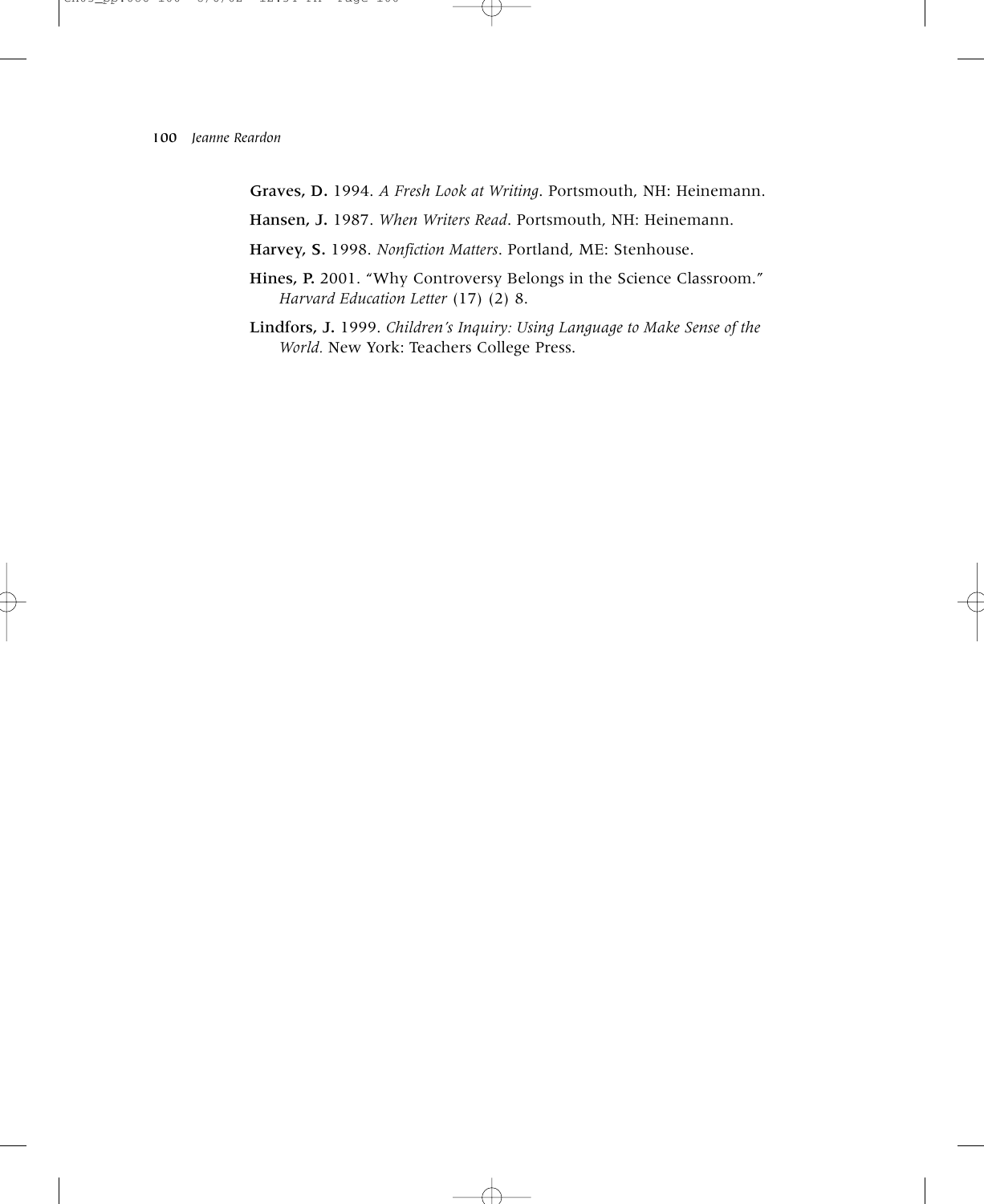**Graves, D.** 1994. *A Fresh Look at Writing*. Portsmouth, NH: Heinemann.

**Hansen, J.** 1987. *When Writers Read*. Portsmouth, NH: Heinemann.

**Harvey, S.** 1998. *Nonfiction Matters*. Portland, ME: Stenhouse.

**Hines, P.** 2001. "Why Controversy Belongs in the Science Classroom." *Harvard Education Letter* (17) (2) 8.

**Lindfors, J.** 1999. *Children's Inquiry: Using Language to Make Sense of the World.* New York: Teachers College Press.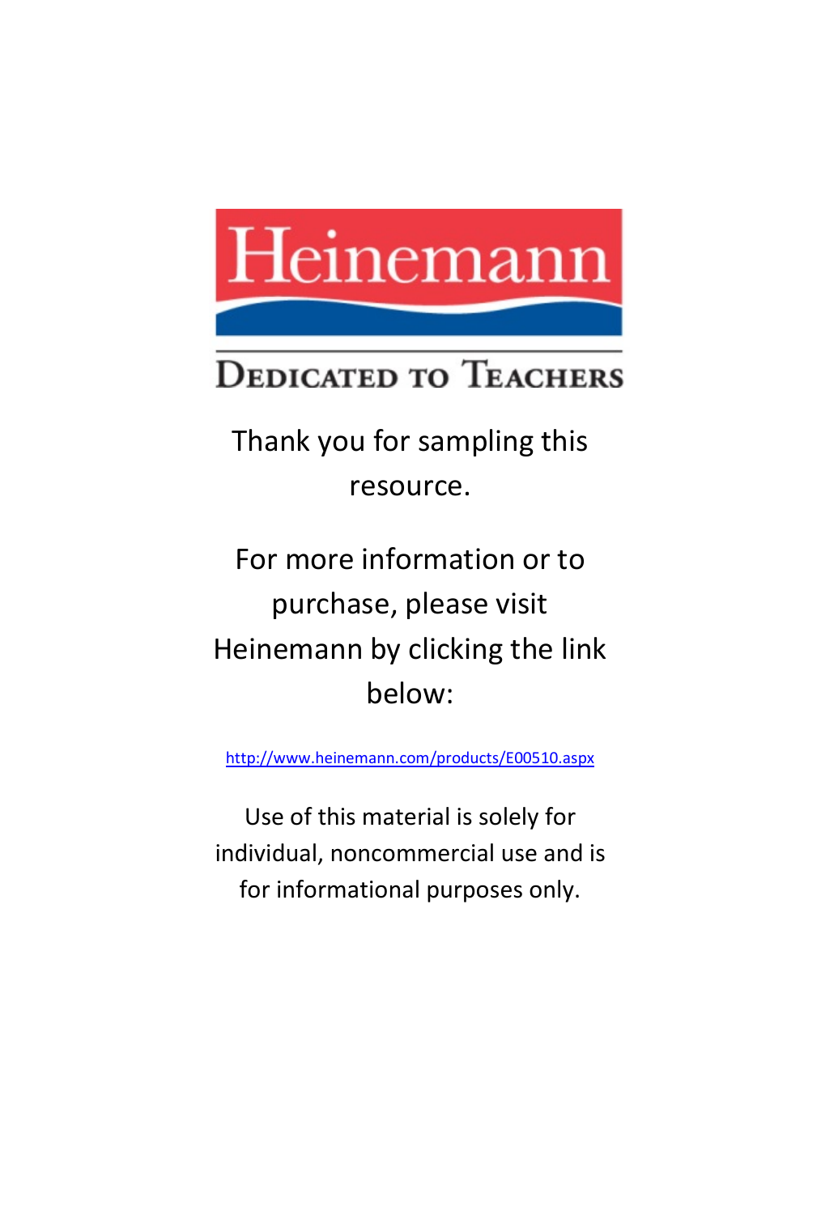Heinemann

DEDICATED TO TEACHERS

Thank you for sampling this resource.

For more information or to purchase, please visit Heinemann by clicking the link below:

http://www.heinemann.com/products/E00510.aspx

Use of this material is solely for individual, noncommercial use and is for informational purposes only.